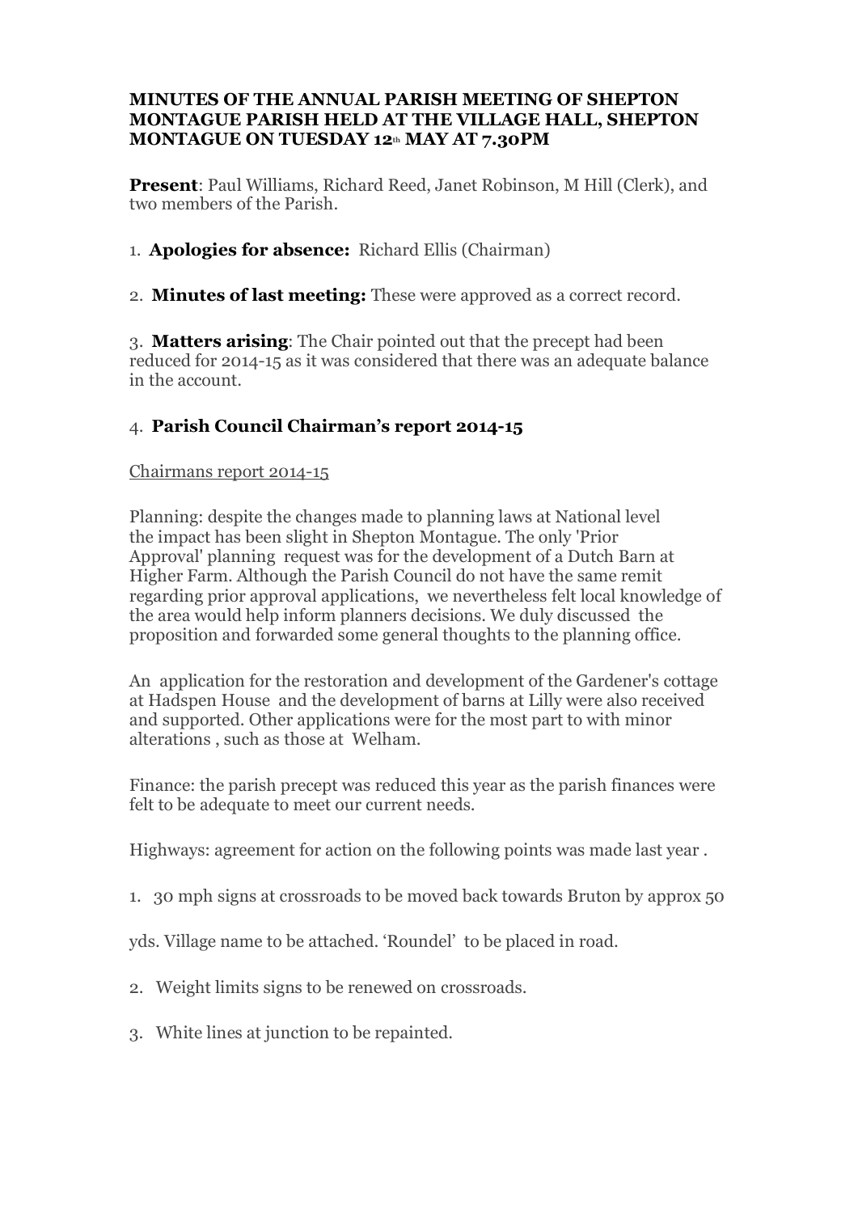**MINUTES OF THE ANNUAL PARISH MEETING OF SHEPTON MONTAGUE PARISH HELD AT THE VILLAGE HALL, SHEPTON MONTAGUE ON TUESDAY 12th MAY AT 7.30PM**

**Present**: Paul Williams, Richard Reed, Janet Robinson, M Hill (Clerk), and two members of the Parish.

1. **Apologies for absence:** Richard Ellis (Chairman)

2. **Minutes of last meeting:** These were approved as a correct record.

3. **Matters arising**: The Chair pointed out that the precept had been reduced for 2014-15 as it was considered that there was an adequate balance in the account.

4. **Parish Council Chairman's report 2014-15**

Chairmans report 2014-15

Planning: despite the changes made to planning laws at National level the impact has been slight in Shepton Montague. The only 'Prior Approval' planning request was for the development of a Dutch Barn at Higher Farm. Although the Parish Council do not have the same remit regarding prior approval applications, we nevertheless felt local knowledge of the area would help inform planners decisions. We duly discussed the proposition and forwarded some general thoughts to the planning office.

An application for the restoration and development of the Gardener's cottage at Hadspen House and the development of barns at Lilly were also received and supported. Other applications were for the most part to with minor alterations , such as those at Welham.

Finance: the parish precept was reduced this year as the parish finances were felt to be adequate to meet our current needs.

Highways: agreement for action on the following points was made last year .

1. 30 mph signs at crossroads to be moved back towards Bruton by approx 50

yds. Village name to be attached. 'Roundel' to be placed in road.

2. Weight limits signs to be renewed on crossroads.

3. White lines at junction to be repainted.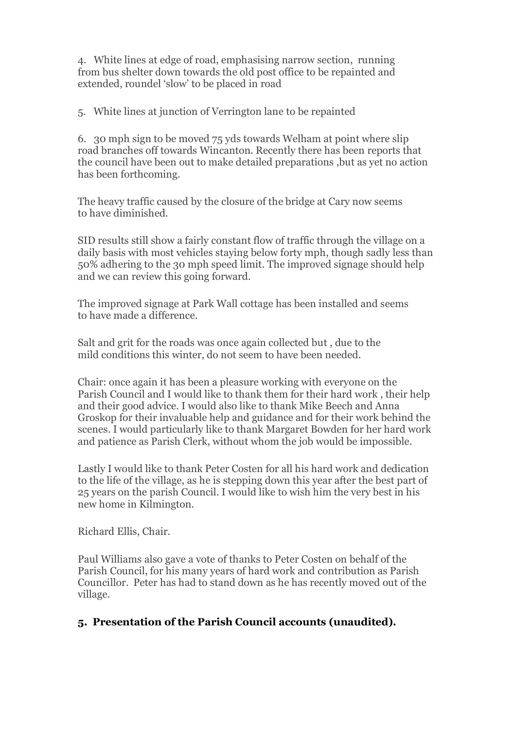4. White lines at edge of road, emphasising narrow section, running from bus shelter down towards the old post office to be repainted and extended, roundel 'slow' to be placed in road

5. White lines at junction of Verrington lane to be repainted

6. 30 mph sign to be moved 75 yds towards Welham at point where slip road branches off towards Wincanton. Recently there has been reports that the council have been out to make detailed preparations ,but as yet no action has been forthcoming.

The heavy traffic caused by the closure of the bridge at Cary now seems to have diminished.

SID results still show a fairly constant flow of traffic through the village on a daily basis with most vehicles staying below forty mph, though sadly less than 50% adhering to the 30 mph speed limit. The improved signage should help and we can review this going forward.

The improved signage at Park Wall cottage has been installed and seems to have made a difference.

Salt and grit for the roads was once again collected but , due to the mild conditions this winter, do not seem to have been needed.

Chair: once again it has been a pleasure working with everyone on the Parish Council and I would like to thank them for their hard work , their help and their good advice. I would also like to thank Mike Beech and Anna Groskop for their invaluable help and guidance and for their work behind the scenes. I would particularly like to thank Margaret Bowden for her hard work and patience as Parish Clerk, without whom the job would be impossible.

Lastly I would like to thank Peter Costen for all his hard work and dedication to the life of the village, as he is stepping down this year after the best part of 25 years on the parish Council. I would like to wish him the very best in his new home in Kilmington.

Richard Ellis, Chair.

Paul Williams also gave a vote of thanks to Peter Costen on behalf of the Parish Council, for his many years of hard work and contribution as Parish Councillor. Peter has had to stand down as he has recently moved out of the village.

**5. Presentation of the Parish Council accounts (unaudited).**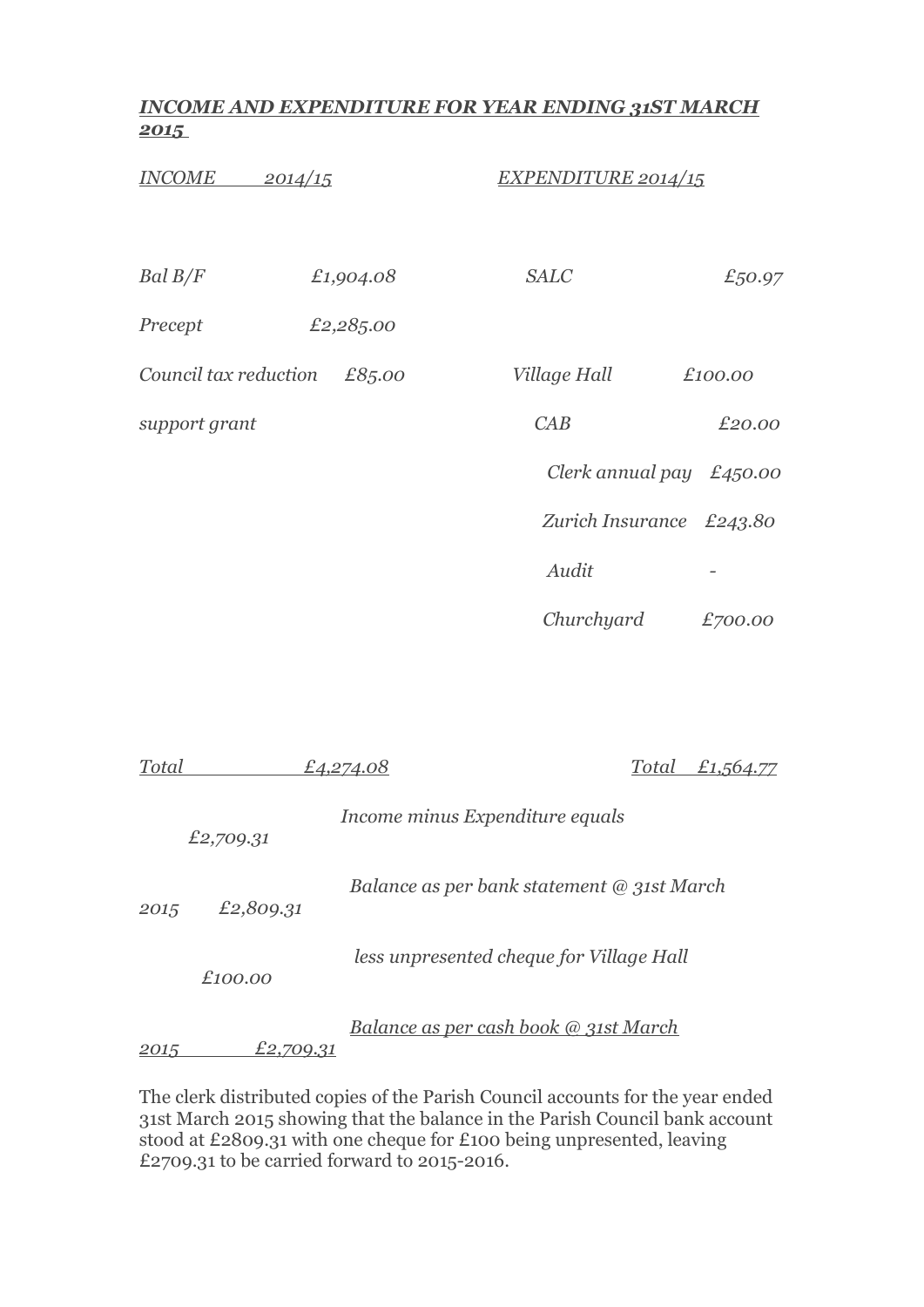***INCOME AND EXPENDITURE FOR YEAR ENDING 31ST MARCH 2015***

| *INCOME 2014/15* | | *EXPENDITURE 2014/15* | |
|---|---|---|---|
| *Bal B/F* | *£1,904.08* | *SALC* | *£50.97* |
| *Precept* | *£2,285.00* | | |
| *Council tax reduction support grant* | *£85.00* | *Village Hall* | *£100.00* |
| | | *CAB* | *£20.00* |
| | | *Clerk annual pay* | *£450.00* |
| | | *Zurich Insurance* | *£243.80* |
| | | *Audit* | *-* |
| | | *Churchyard* | *£700.00* |
| *Total* | *£4,274.08* | *Total* | *£1,564.77* |

*Income minus Expenditure equals £2,709.31*

*Balance as per bank statement @ 31st March 2015 £2,809.31*

*less unpresented cheque for Village Hall £100.00*

*Balance as per cash book @ 31st March 2015 £2,709.31*

The clerk distributed copies of the Parish Council accounts for the year ended 31st March 2015 showing that the balance in the Parish Council bank account stood at £2809.31 with one cheque for £100 being unpresented, leaving £2709.31 to be carried forward to 2015-2016.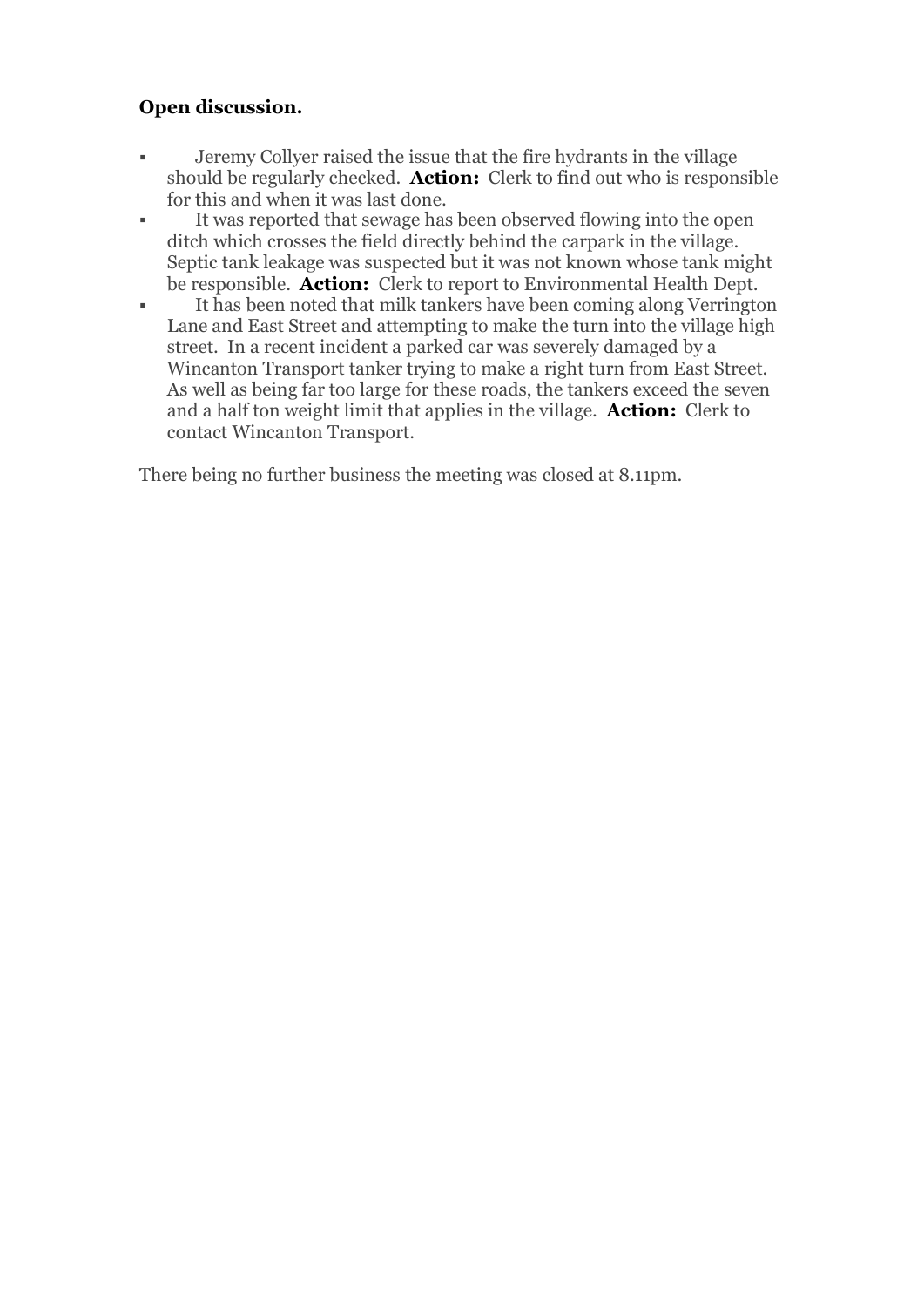**Open discussion.**

- Jeremy Collyer raised the issue that the fire hydrants in the village should be regularly checked. **Action:** Clerk to find out who is responsible for this and when it was last done.
- It was reported that sewage has been observed flowing into the open ditch which crosses the field directly behind the carpark in the village. Septic tank leakage was suspected but it was not known whose tank might be responsible. **Action:** Clerk to report to Environmental Health Dept.
- It has been noted that milk tankers have been coming along Verrington Lane and East Street and attempting to make the turn into the village high street. In a recent incident a parked car was severely damaged by a Wincanton Transport tanker trying to make a right turn from East Street. As well as being far too large for these roads, the tankers exceed the seven and a half ton weight limit that applies in the village. **Action:** Clerk to contact Wincanton Transport.

There being no further business the meeting was closed at 8.11pm.